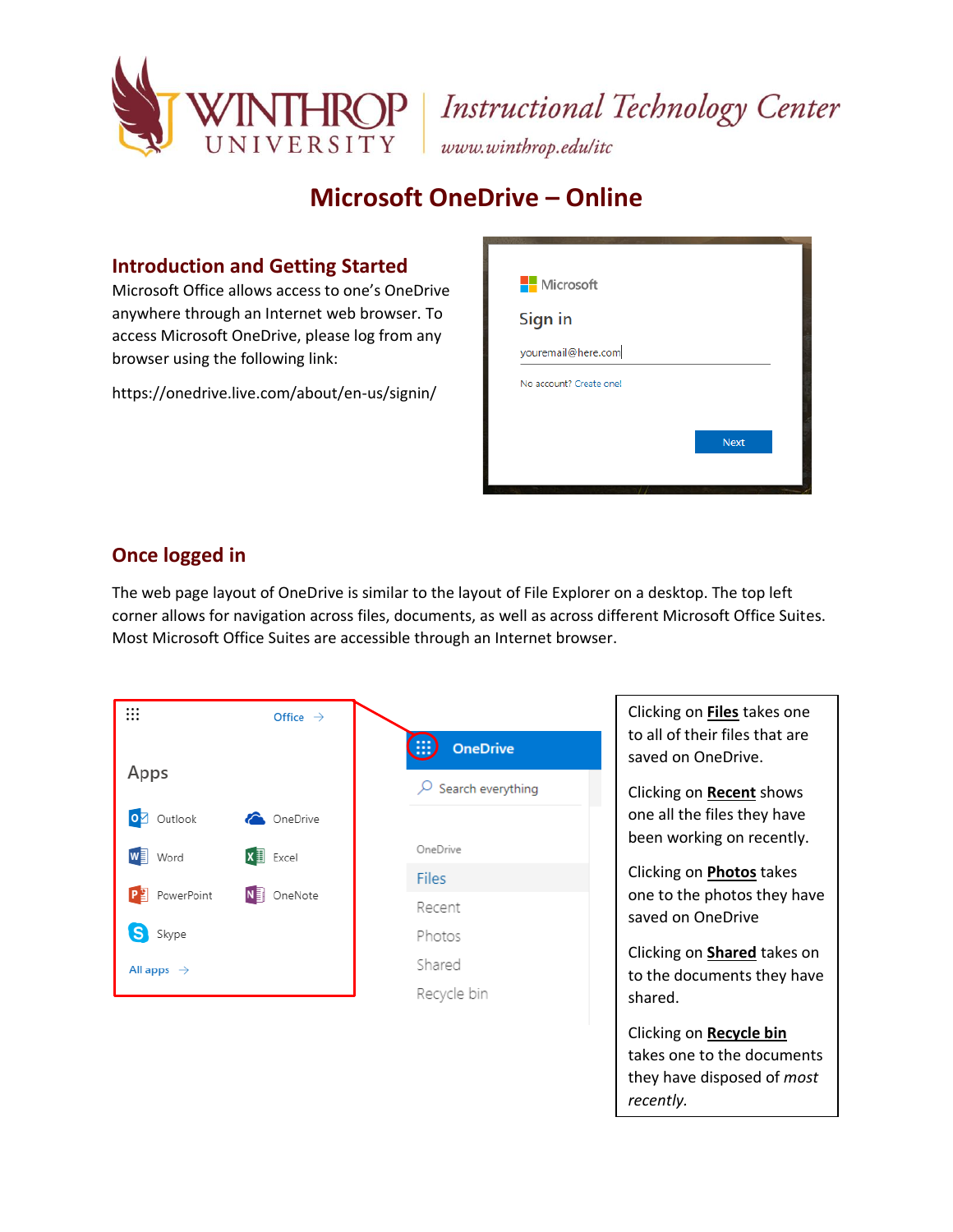# Microsoft OneDrive – Online

## Introduction and Getting Started

Microsoft Office allows access to one's OneDrive anywhere through an Internet web browser. To access Microsoft OneDrive, please log from any browser using the following link:

https://onedrive.live.com/about/en-us/signin/

## Once logged in

The web page layout of OneDrive is similar to the layout of File Explorer on a desktop. The top left corner allows for navigation across files, documents, as well as across different Microsoft Office Suites. Most Microsoft Office Suites are accessible through an Internet browser.

Clicking on **Files** takes one to all of their files that are saved on OneDrive.

Clicking on **Recent** shows one all the files they have been working on recently.

Clicking on **Photos** takes one to the photos they have saved on OneDrive

Clicking on **Shared** takes on to the documents they have shared.

Clicking on **Recycle bin** takes one to the documents they have disposed of *most recently*.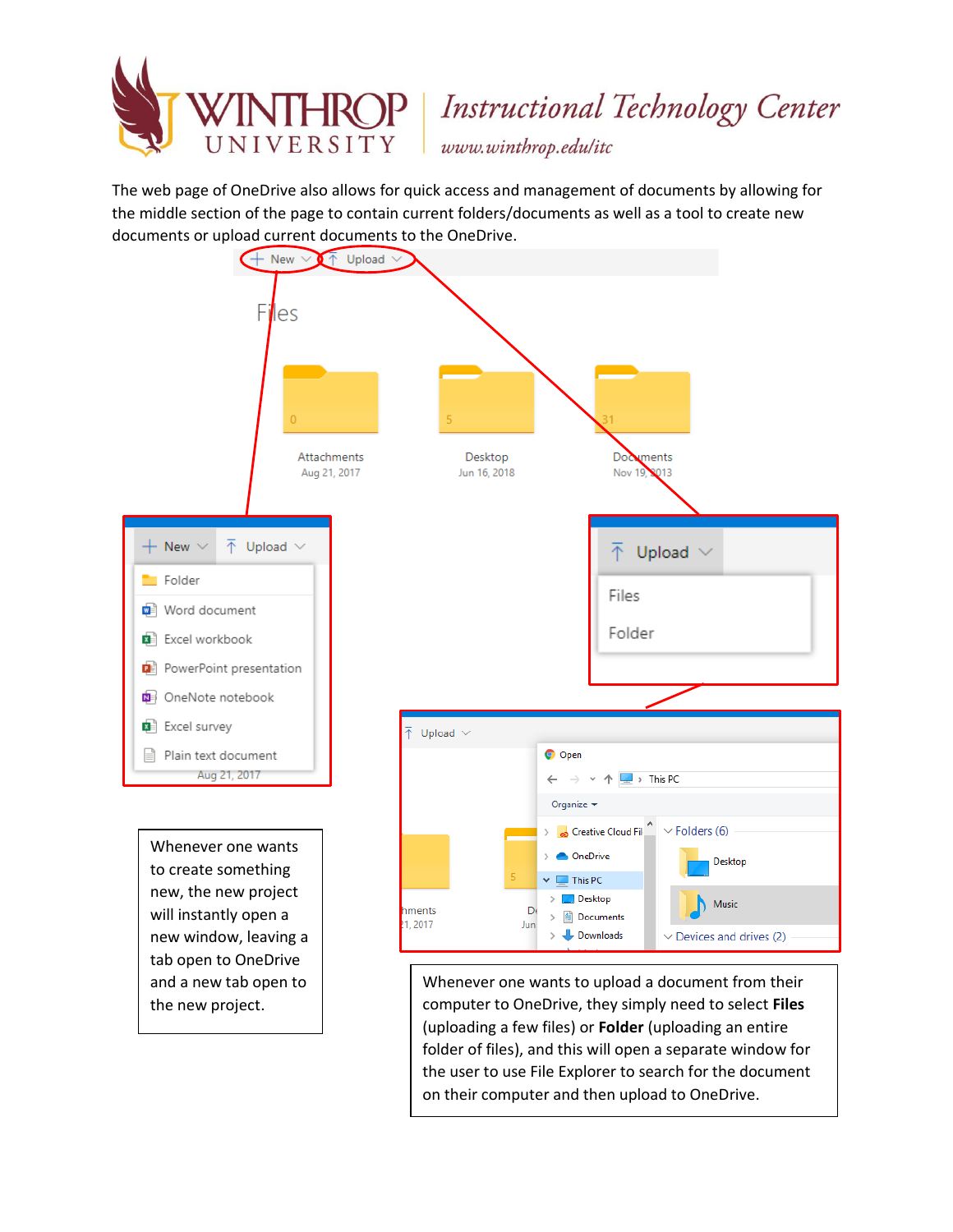The web page of OneDrive also allows for quick access and management of documents by allowing for the middle section of the page to contain current folders/documents as well as a tool to create new documents or upload current documents to the OneDrive.

Whenever one wants to create something new, the new project will instantly open a new window, leaving a tab open to OneDrive and a new tab open to the new project.

Whenever one wants to upload a document from their computer to OneDrive, they simply need to select **Files** (uploading a few files) or **Folder** (uploading an entire folder of files), and this will open a separate window for the user to use File Explorer to search for the document on their computer and then upload to OneDrive.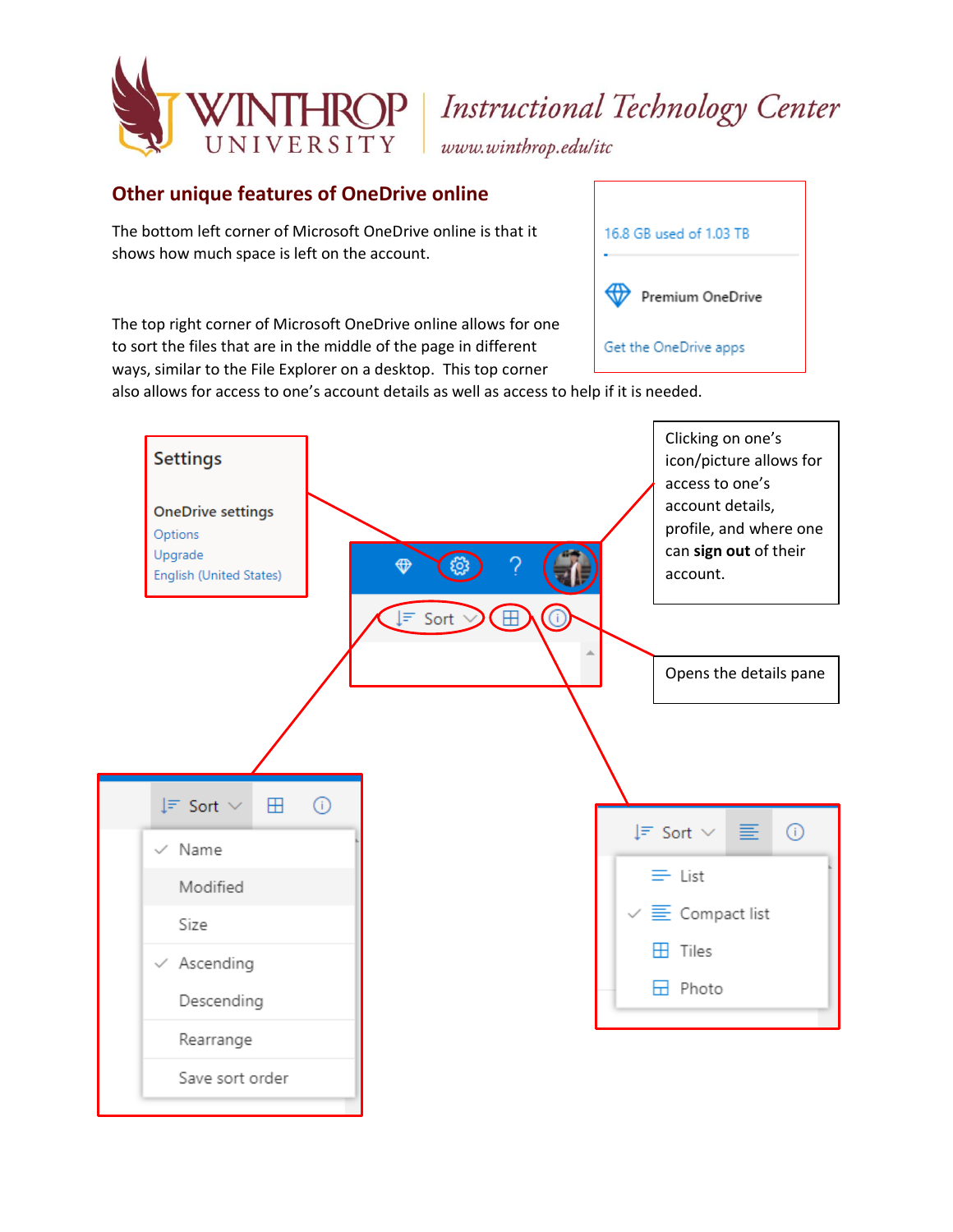## Other unique features of OneDrive online

The bottom left corner of Microsoft OneDrive online is that it shows how much space is left on the account.

16.8 GB used of 1.03 TB

Premium OneDrive

Get the OneDrive apps

The top right corner of Microsoft OneDrive online allows for one to sort the files that are in the middle of the page in different ways, similar to the File Explorer on a desktop. This top corner also allows for access to one's account details as well as access to help if it is needed.

Settings

OneDrive settings

Options

Upgrade

English (United States)

Clicking on one's icon/picture allows for access to one's account details, profile, and where one can **sign out** of their account.

Sort

Opens the details pane

Sort

Name

Modified

Size

Ascending

Descending

Rearrange

Save sort order

Sort

List

Compact list

Tiles

Photo